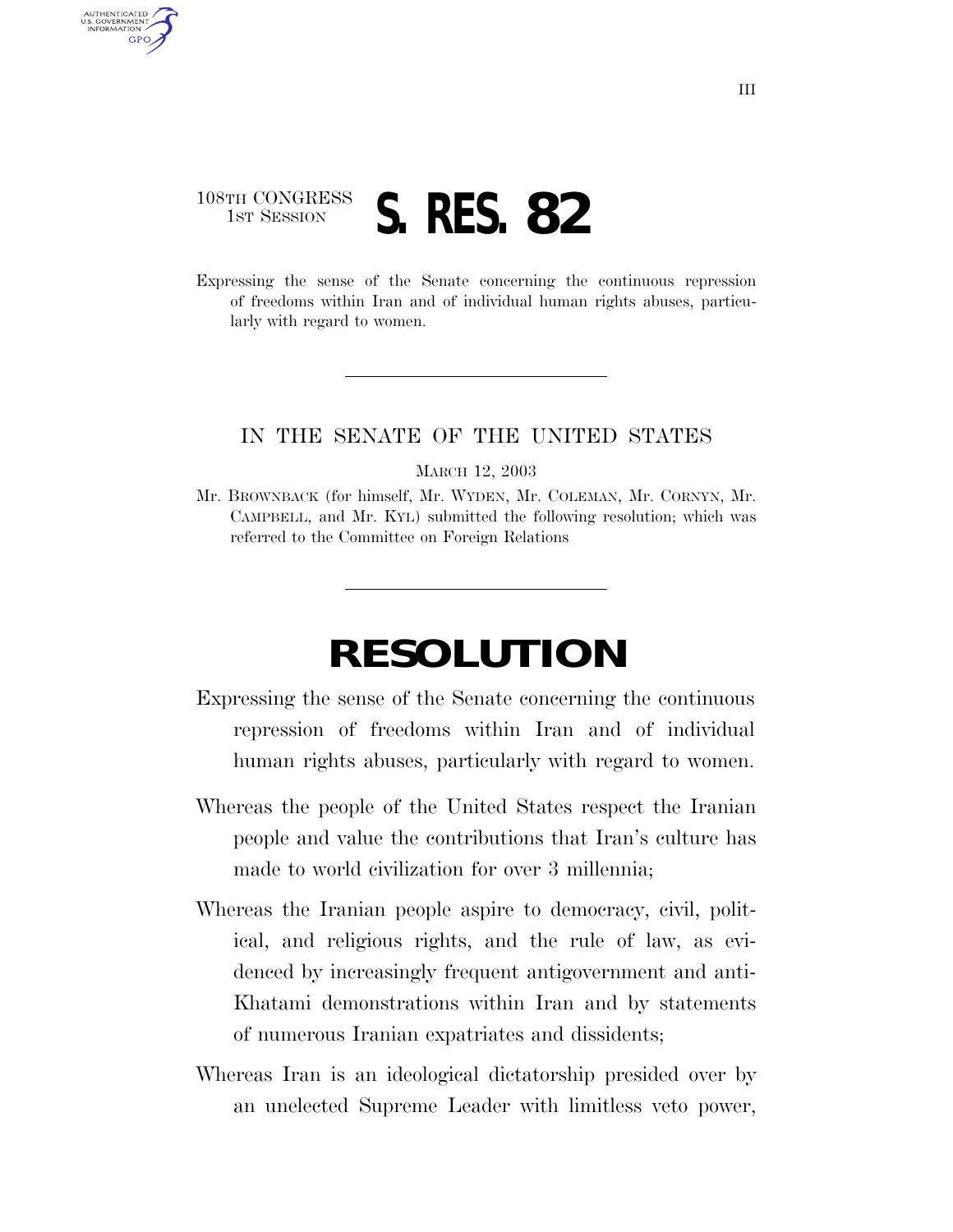108TH CONGRESS
1ST SESSION

# S. RES. 82

Expressing the sense of the Senate concerning the continuous repression of freedoms within Iran and of individual human rights abuses, particularly with regard to women.

---

IN THE SENATE OF THE UNITED STATES

MARCH 12, 2003

Mr. BROWNBACK (for himself, Mr. WYDEN, Mr. COLEMAN, Mr. CORNYN, Mr. CAMPBELL, and Mr. KYL) submitted the following resolution; which was referred to the Committee on Foreign Relations

---

# RESOLUTION

Expressing the sense of the Senate concerning the continuous repression of freedoms within Iran and of individual human rights abuses, particularly with regard to women.

Whereas the people of the United States respect the Iranian people and value the contributions that Iran's culture has made to world civilization for over 3 millennia;

Whereas the Iranian people aspire to democracy, civil, political, and religious rights, and the rule of law, as evidenced by increasingly frequent antigovernment and anti-Khatami demonstrations within Iran and by statements of numerous Iranian expatriates and dissidents;

Whereas Iran is an ideological dictatorship presided over by an unelected Supreme Leader with limitless veto power,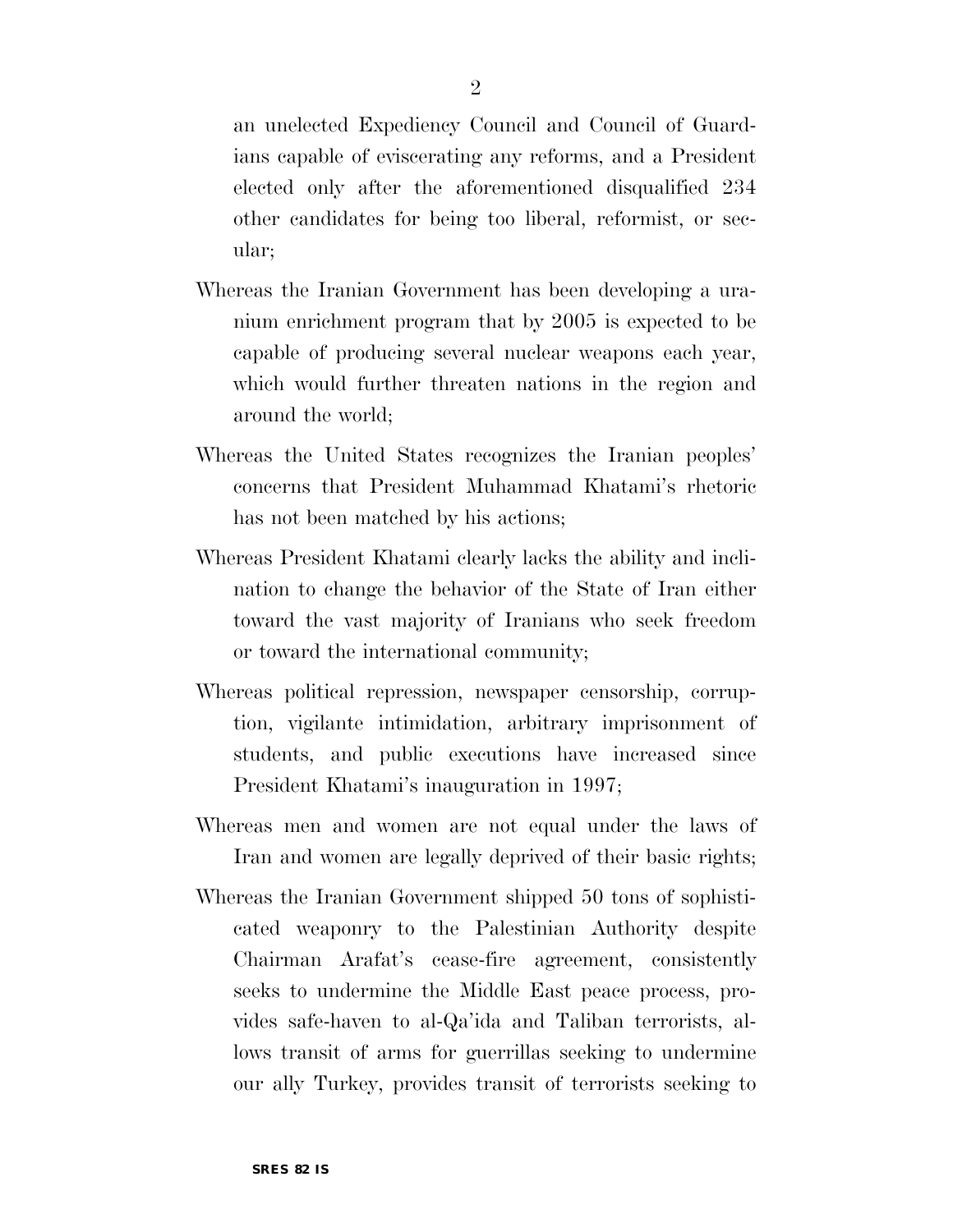an unelected Expediency Council and Council of Guardians capable of eviscerating any reforms, and a President elected only after the aforementioned disqualified 234 other candidates for being too liberal, reformist, or secular;

Whereas the Iranian Government has been developing a uranium enrichment program that by 2005 is expected to be capable of producing several nuclear weapons each year, which would further threaten nations in the region and around the world;

Whereas the United States recognizes the Iranian peoples' concerns that President Muhammad Khatami's rhetoric has not been matched by his actions;

Whereas President Khatami clearly lacks the ability and inclination to change the behavior of the State of Iran either toward the vast majority of Iranians who seek freedom or toward the international community;

Whereas political repression, newspaper censorship, corruption, vigilante intimidation, arbitrary imprisonment of students, and public executions have increased since President Khatami's inauguration in 1997;

Whereas men and women are not equal under the laws of Iran and women are legally deprived of their basic rights;

Whereas the Iranian Government shipped 50 tons of sophisticated weaponry to the Palestinian Authority despite Chairman Arafat's cease-fire agreement, consistently seeks to undermine the Middle East peace process, provides safe-haven to al-Qa'ida and Taliban terrorists, allows transit of arms for guerrillas seeking to undermine our ally Turkey, provides transit of terrorists seeking to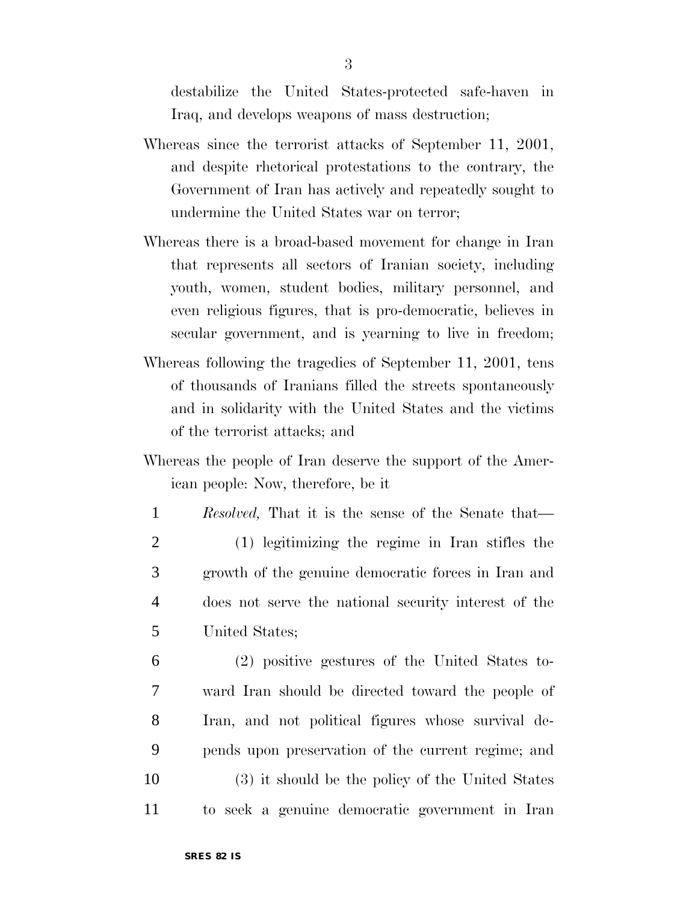destabilize the United States-protected safe-haven in Iraq, and develops weapons of mass destruction;

Whereas since the terrorist attacks of September 11, 2001, and despite rhetorical protestations to the contrary, the Government of Iran has actively and repeatedly sought to undermine the United States war on terror;

Whereas there is a broad-based movement for change in Iran that represents all sectors of Iranian society, including youth, women, student bodies, military personnel, and even religious figures, that is pro-democratic, believes in secular government, and is yearning to live in freedom;

Whereas following the tragedies of September 11, 2001, tens of thousands of Iranians filled the streets spontaneously and in solidarity with the United States and the victims of the terrorist attacks; and

Whereas the people of Iran deserve the support of the American people: Now, therefore, be it

1 *Resolved,* That it is the sense of the Senate that—

2 (1) legitimizing the regime in Iran stifles the
3 growth of the genuine democratic forces in Iran and
4 does not serve the national security interest of the
5 United States;

6 (2) positive gestures of the United States to-
7 ward Iran should be directed toward the people of
8 Iran, and not political figures whose survival de-
9 pends upon preservation of the current regime; and

10 (3) it should be the policy of the United States
11 to seek a genuine democratic government in Iran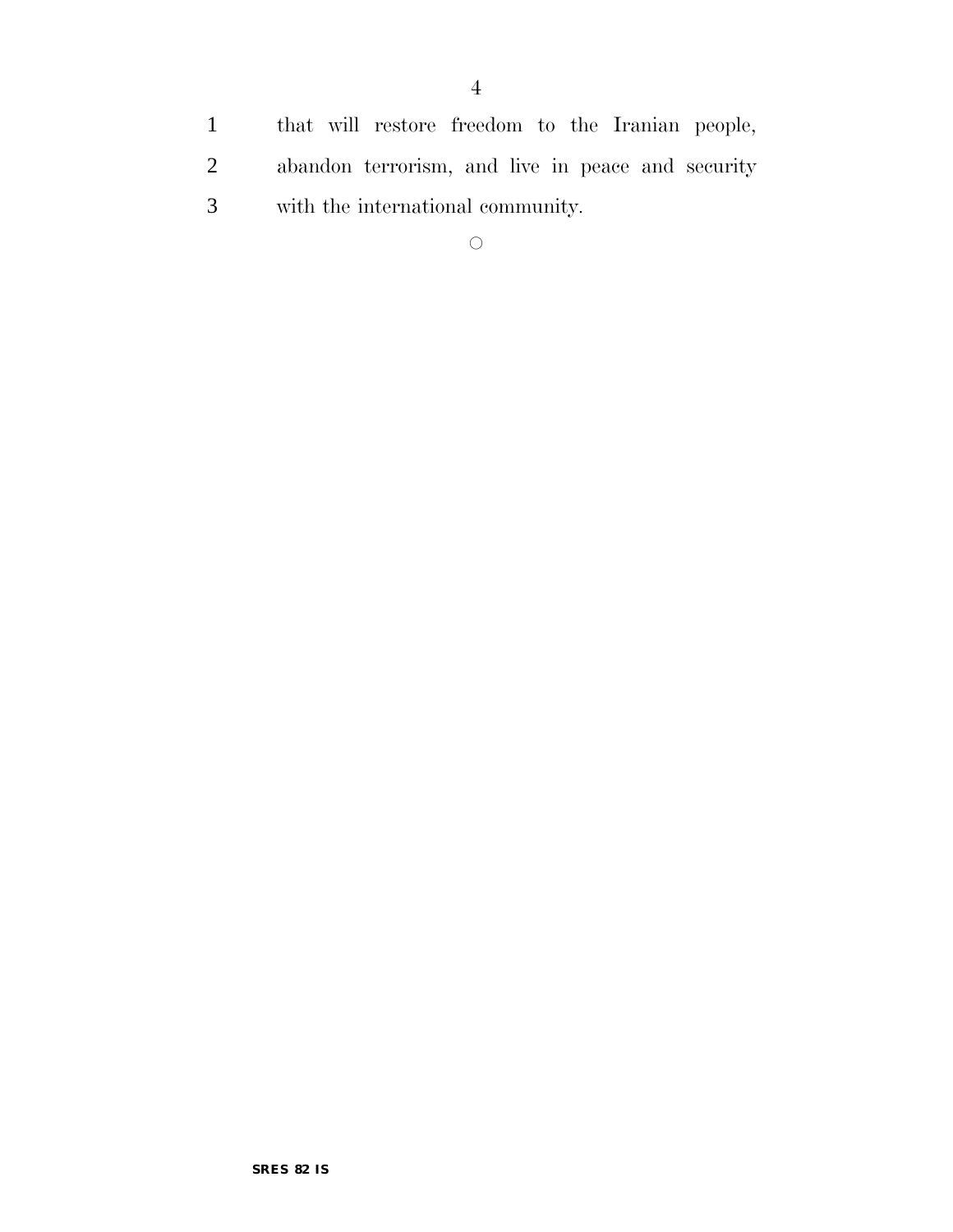that will restore freedom to the Iranian people, abandon terrorism, and live in peace and security with the international community.

○